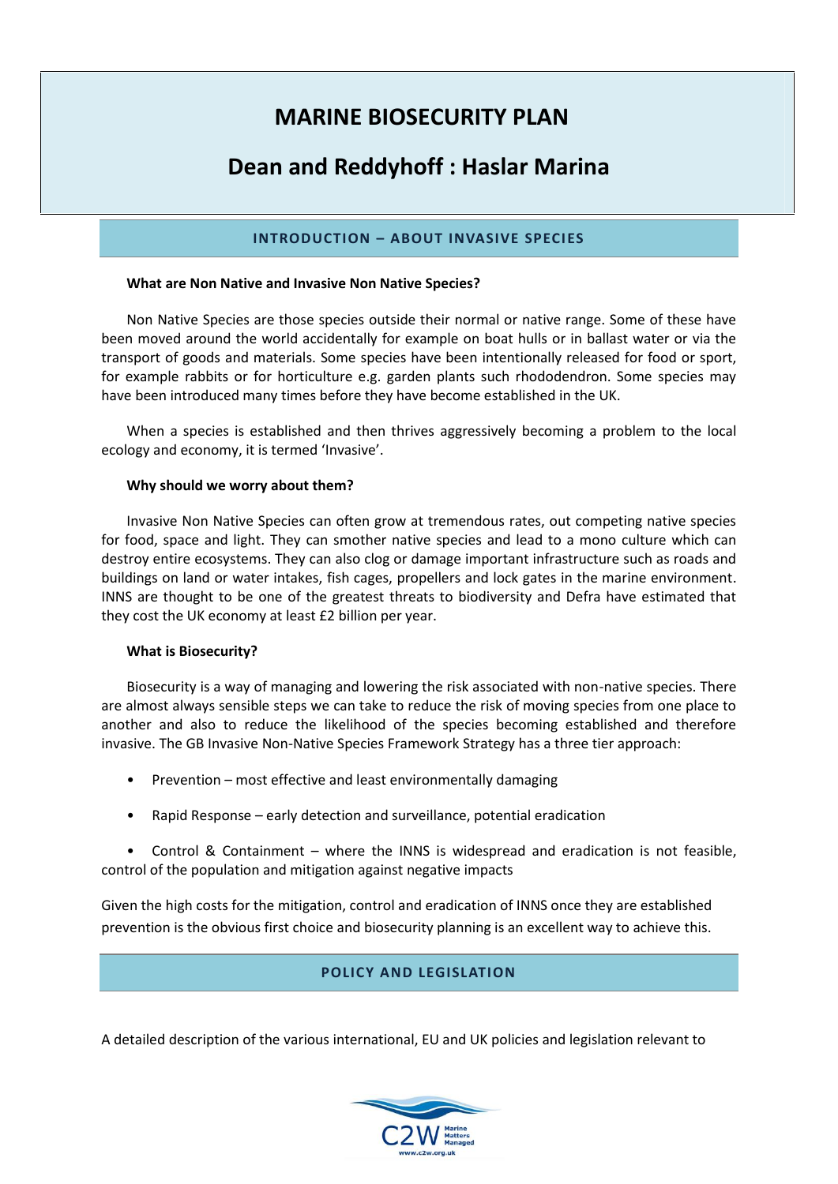# MARINE BIOSECURITY PLAN

# Dean and Reddyhoff : Haslar Marina

## INTRODUCTION – ABOUT INVASIVE SPECIES

**What are Non Native and Invasive Non Native Species?**

Non Native Species are those species outside their normal or native range. Some of these have been moved around the world accidentally for example on boat hulls or in ballast water or via the transport of goods and materials. Some species have been intentionally released for food or sport, for example rabbits or for horticulture e.g. garden plants such rhododendron. Some species may have been introduced many times before they have become established in the UK.

When a species is established and then thrives aggressively becoming a problem to the local ecology and economy, it is termed 'Invasive'.

**Why should we worry about them?**

Invasive Non Native Species can often grow at tremendous rates, out competing native species for food, space and light. They can smother native species and lead to a mono culture which can destroy entire ecosystems. They can also clog or damage important infrastructure such as roads and buildings on land or water intakes, fish cages, propellers and lock gates in the marine environment. INNS are thought to be one of the greatest threats to biodiversity and Defra have estimated that they cost the UK economy at least £2 billion per year.

**What is Biosecurity?**

Biosecurity is a way of managing and lowering the risk associated with non-native species. There are almost always sensible steps we can take to reduce the risk of moving species from one place to another and also to reduce the likelihood of the species becoming established and therefore invasive. The GB Invasive Non-Native Species Framework Strategy has a three tier approach:

- Prevention – most effective and least environmentally damaging
- Rapid Response – early detection and surveillance, potential eradication
- Control & Containment – where the INNS is widespread and eradication is not feasible, control of the population and mitigation against negative impacts

Given the high costs for the mitigation, control and eradication of INNS once they are established prevention is the obvious first choice and biosecurity planning is an excellent way to achieve this.

## POLICY AND LEGISLATION

A detailed description of the various international, EU and UK policies and legislation relevant to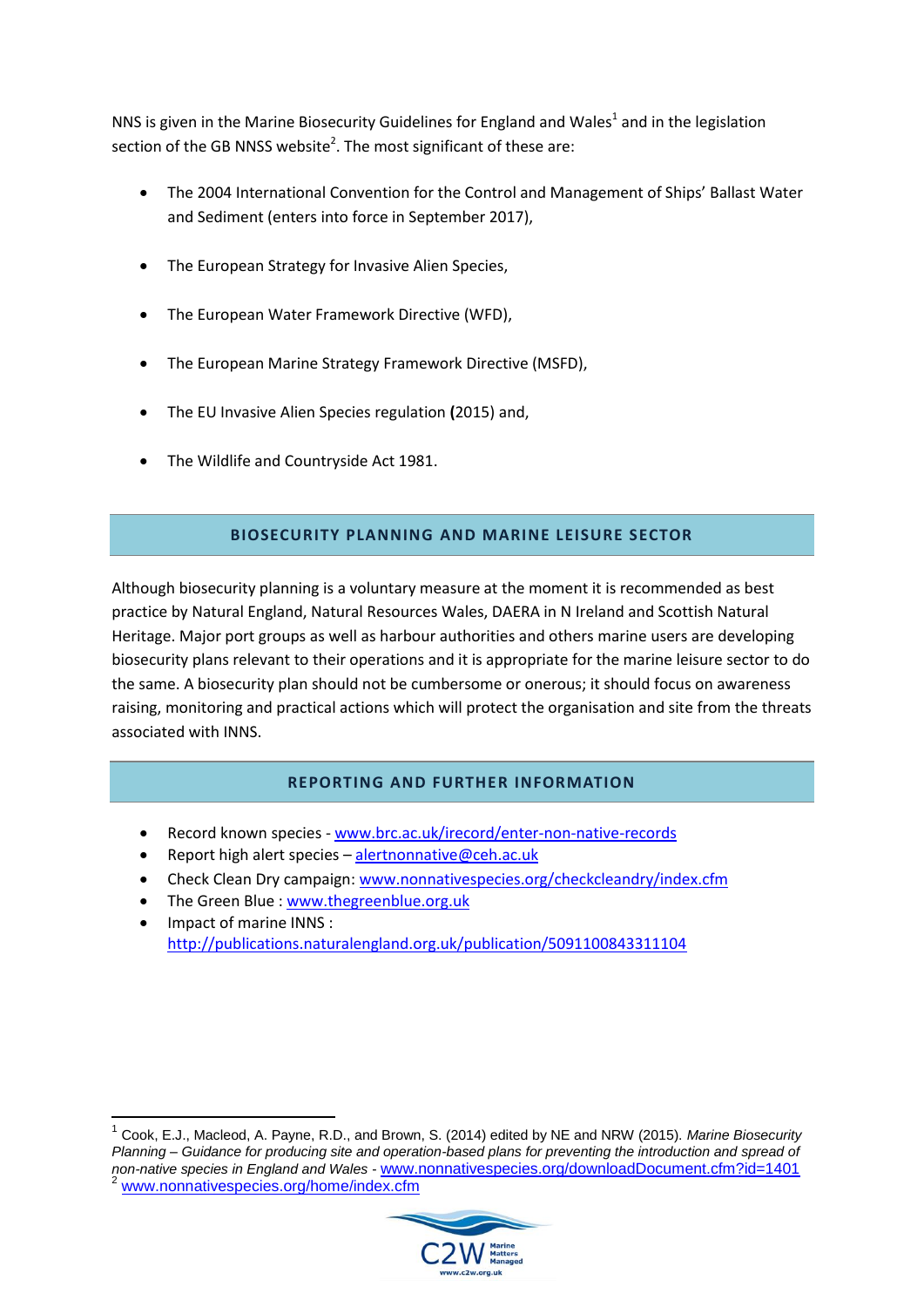NNS is given in the Marine Biosecurity Guidelines for England and Wales[1] and in the legislation section of the GB NNSS website[2]. The most significant of these are:

- The 2004 International Convention for the Control and Management of Ships' Ballast Water and Sediment (enters into force in September 2017),
- The European Strategy for Invasive Alien Species,
- The European Water Framework Directive (WFD),
- The European Marine Strategy Framework Directive (MSFD),
- The EU Invasive Alien Species regulation **(**2015) and,
- The Wildlife and Countryside Act 1981.

## BIOSECURITY PLANNING AND MARINE LEISURE SECTOR

Although biosecurity planning is a voluntary measure at the moment it is recommended as best practice by Natural England, Natural Resources Wales, DAERA in N Ireland and Scottish Natural Heritage. Major port groups as well as harbour authorities and others marine users are developing biosecurity plans relevant to their operations and it is appropriate for the marine leisure sector to do the same. A biosecurity plan should not be cumbersome or onerous; it should focus on awareness raising, monitoring and practical actions which will protect the organisation and site from the threats associated with INNS.

## REPORTING AND FURTHER INFORMATION

- Record known species - www.brc.ac.uk/irecord/enter-non-native-records
- Report high alert species – alertnonnative@ceh.ac.uk
- Check Clean Dry campaign: www.nonnativespecies.org/checkcleandry/index.cfm
- The Green Blue : www.thegreenblue.org.uk
- Impact of marine INNS : http://publications.naturalengland.org.uk/publication/5091100843311104

[1] Cook, E.J., Macleod, A. Payne, R.D., and Brown, S. (2014) edited by NE and NRW (2015). *Marine Biosecurity Planning – Guidance for producing site and operation-based plans for preventing the introduction and spread of non-native species in England and Wales* - www.nonnativespecies.org/downloadDocument.cfm?id=1401

[2] www.nonnativespecies.org/home/index.cfm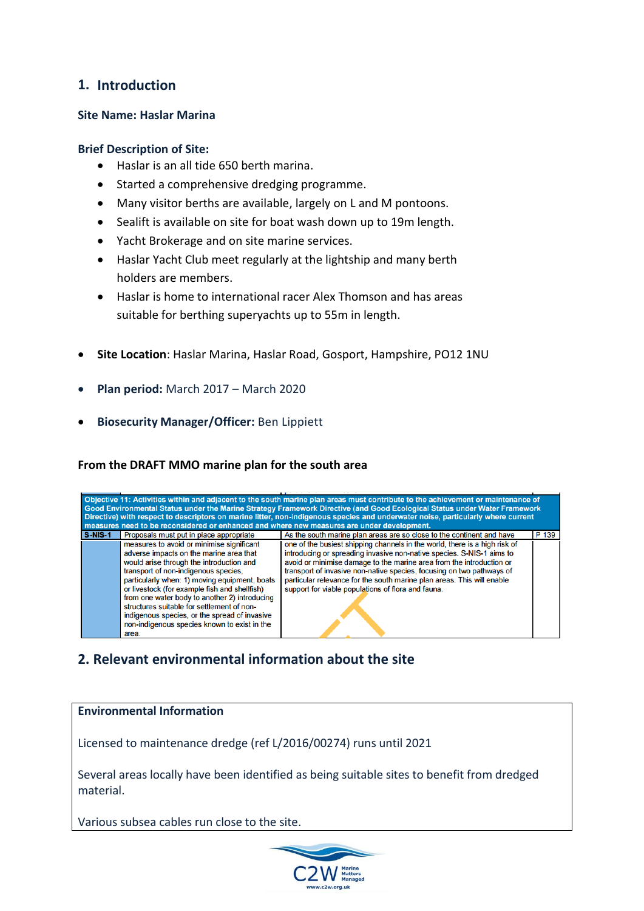## 1. Introduction

### Site Name: Haslar Marina

### Brief Description of Site:

- Haslar is an all tide 650 berth marina.
- Started a comprehensive dredging programme.
- Many visitor berths are available, largely on L and M pontoons.
- Sealift is available on site for boat wash down up to 19m length.
- Yacht Brokerage and on site marine services.
- Haslar Yacht Club meet regularly at the lightship and many berth holders are members.
- Haslar is home to international racer Alex Thomson and has areas suitable for berthing superyachts up to 55m in length.

- **Site Location**: Haslar Marina, Haslar Road, Gosport, Hampshire, PO12 1NU
- **Plan period:** March 2017 – March 2020
- **Biosecurity Manager/Officer:** Ben Lippiett

### From the DRAFT MMO marine plan for the south area

| Objective 11: Activities within and adjacent to the south marine plan areas must contribute to the achievement or maintenance of Good Environmental Status under the Marine Strategy Framework Directive (and Good Ecological Status under Water Framework Directive) with respect to descriptors on marine litter, non-indigenous species and underwater noise, particularly where current measures need to be reconsidered or enhanced and where new measures are under development. | | | |
|---|---|---|---|
| S-NIS-1 | Proposals must put in place appropriate measures to avoid or minimise significant adverse impacts on the marine area that would arise through the introduction and transport of non-indigenous species, particularly when: 1) moving equipment, boats or livestock (for example fish and shellfish) from one water body to another 2) introducing structures suitable for settlement of non-indigenous species, or the spread of invasive non-indigenous species known to exist in the area. | As the south marine plan areas are so close to the continent and have one of the busiest shipping channels in the world, there is a high risk of introducing or spreading invasive non-native species. S-NIS-1 aims to avoid or minimise damage to the marine area from the introduction or transport of invasive non-native species, focusing on two pathways of particular relevance for the south marine plan areas. This will enable support for viable populations of flora and fauna. | P 139 |

## 2. Relevant environmental information about the site

| Environmental Information |
|---|
| Licensed to maintenance dredge (ref L/2016/00274) runs until 2021<br><br>Several areas locally have been identified as being suitable sites to benefit from dredged material.<br><br>Various subsea cables run close to the site. |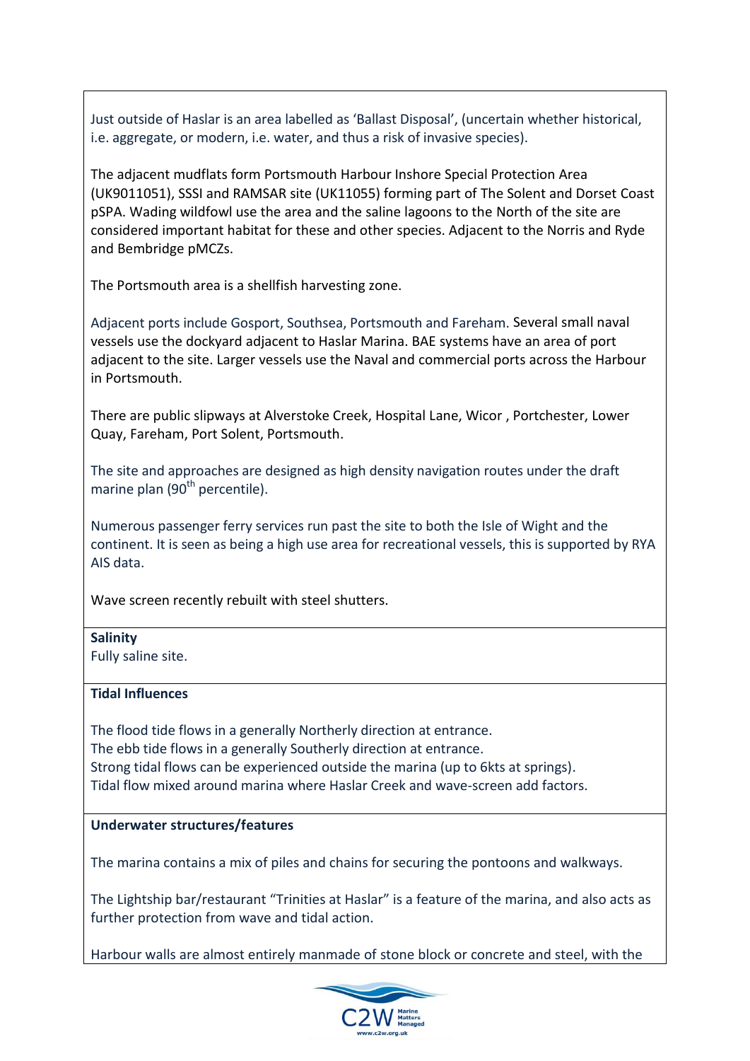Just outside of Haslar is an area labelled as 'Ballast Disposal', (uncertain whether historical, i.e. aggregate, or modern, i.e. water, and thus a risk of invasive species).

The adjacent mudflats form Portsmouth Harbour Inshore Special Protection Area (UK9011051), SSSI and RAMSAR site (UK11055) forming part of The Solent and Dorset Coast pSPA. Wading wildfowl use the area and the saline lagoons to the North of the site are considered important habitat for these and other species. Adjacent to the Norris and Ryde and Bembridge pMCZs.

The Portsmouth area is a shellfish harvesting zone.

Adjacent ports include Gosport, Southsea, Portsmouth and Fareham. Several small naval vessels use the dockyard adjacent to Haslar Marina. BAE systems have an area of port adjacent to the site. Larger vessels use the Naval and commercial ports across the Harbour in Portsmouth.

There are public slipways at Alverstoke Creek, Hospital Lane, Wicor , Portchester, Lower Quay, Fareham, Port Solent, Portsmouth.

The site and approaches are designed as high density navigation routes under the draft marine plan (90th percentile).

Numerous passenger ferry services run past the site to both the Isle of Wight and the continent. It is seen as being a high use area for recreational vessels, this is supported by RYA AIS data.

Wave screen recently rebuilt with steel shutters.

**Salinity**

Fully saline site.

**Tidal Influences**

The flood tide flows in a generally Northerly direction at entrance.
The ebb tide flows in a generally Southerly direction at entrance.
Strong tidal flows can be experienced outside the marina (up to 6kts at springs).
Tidal flow mixed around marina where Haslar Creek and wave-screen add factors.

**Underwater structures/features**

The marina contains a mix of piles and chains for securing the pontoons and walkways.

The Lightship bar/restaurant "Trinities at Haslar" is a feature of the marina, and also acts as further protection from wave and tidal action.

Harbour walls are almost entirely manmade of stone block or concrete and steel, with the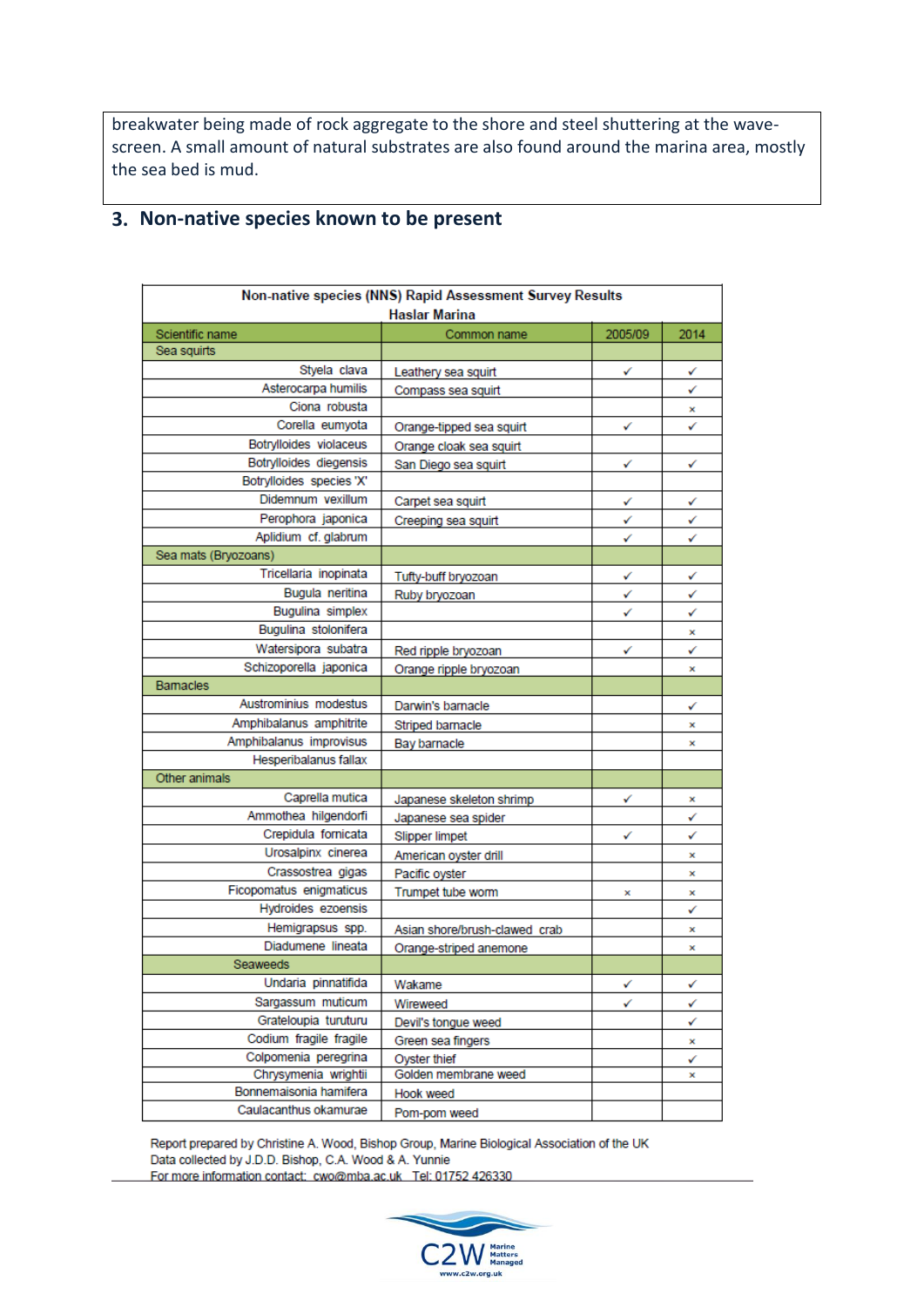breakwater being made of rock aggregate to the shore and steel shuttering at the wave-screen. A small amount of natural substrates are also found around the marina area, mostly the sea bed is mud.

## 3. Non-native species known to be present

**Non-native species (NNS) Rapid Assessment Survey Results**
**Haslar Marina**

| Scientific name | Common name | 2005/09 | 2014 |
|---|---|---|---|
| Sea squirts | | | |
| Styela clava | Leathery sea squirt | ✓ | ✓ |
| Asterocarpa humilis | Compass sea squirt | | ✓ |
| Ciona robusta | | | × |
| Corella eumyota | Orange-tipped sea squirt | ✓ | ✓ |
| Botrylloides violaceus | Orange cloak sea squirt | | |
| Botrylloides diegensis | San Diego sea squirt | ✓ | ✓ |
| Botrylloides species 'X' | | | |
| Didemnum vexillum | Carpet sea squirt | ✓ | ✓ |
| Perophora japonica | Creeping sea squirt | ✓ | ✓ |
| Aplidium cf. glabrum | | ✓ | ✓ |
| Sea mats (Bryozoans) | | | |
| Tricellaria inopinata | Tufty-buff bryozoan | ✓ | ✓ |
| Bugula neritina | Ruby bryozoan | ✓ | ✓ |
| Bugulina simplex | | ✓ | ✓ |
| Bugulina stolonifera | | | × |
| Watersipora subatra | Red ripple bryozoan | ✓ | ✓ |
| Schizoporella japonica | Orange ripple bryozoan | | × |
| Barnacles | | | |
| Austrominius modestus | Darwin's barnacle | | ✓ |
| Amphibalanus amphitrite | Striped barnacle | | × |
| Amphibalanus improvisus | Bay barnacle | | × |
| Hesperibalanus fallax | | | |
| Other animals | | | |
| Caprella mutica | Japanese skeleton shrimp | ✓ | × |
| Ammothea hilgendorfi | Japanese sea spider | | ✓ |
| Crepidula fornicata | Slipper limpet | ✓ | ✓ |
| Urosalpinx cinerea | American oyster drill | | × |
| Crassostrea gigas | Pacific oyster | | × |
| Ficopomatus enigmaticus | Trumpet tube worm | × | × |
| Hydroides ezoensis | | | ✓ |
| Hemigrapsus spp. | Asian shore/brush-clawed crab | | × |
| Diadumene lineata | Orange-striped anemone | | × |
| Seaweeds | | | |
| Undaria pinnatifida | Wakame | ✓ | ✓ |
| Sargassum muticum | Wireweed | ✓ | ✓ |
| Grateloupia turuturu | Devil's tongue weed | | ✓ |
| Codium fragile fragile | Green sea fingers | | × |
| Colpomenia peregrina | Oyster thief | | ✓ |
| Chrysymenia wrightii | Golden membrane weed | | × |
| Bonnemaisonia hamifera | Hook weed | | |
| Caulacanthus okamurae | Pom-pom weed | | |

Report prepared by Christine A. Wood, Bishop Group, Marine Biological Association of the UK
Data collected by J.D.D. Bishop, C.A. Wood & A. Yunnie
For more information contact: cwo@mba.ac.uk Tel: 01752 426330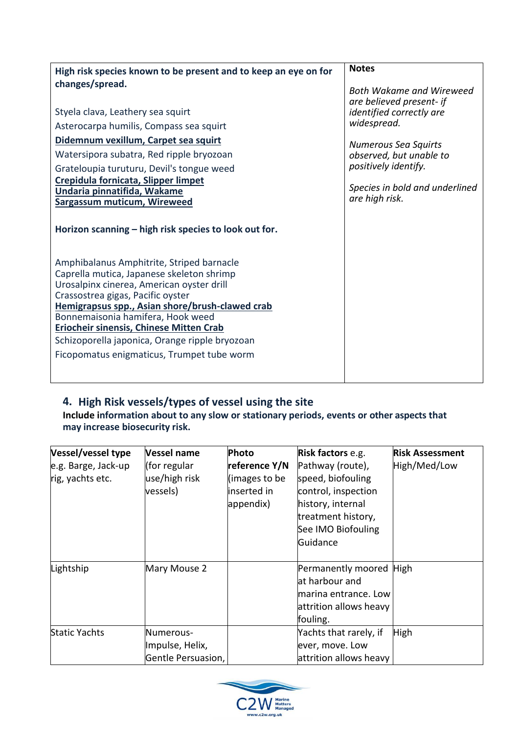| High risk species known to be present and to keep an eye on for changes/spread. | Notes |
|---|---|
| Styela clava, Leathery sea squirt<br>Asterocarpa humilis, Compass sea squirt<br>**Didemnum vexillum, Carpet sea squirt**<br>Watersipora subatra, Red ripple bryozoan<br>Grateloupia turuturu, Devil's tongue weed<br>**Crepidula fornicata, Slipper limpet**<br>**Undaria pinnatifida, Wakame**<br>**Sargassum muticum, Wireweed**<br><br>**Horizon scanning – high risk species to look out for.**<br><br>Amphibalanus Amphitrite, Striped barnacle<br>Caprella mutica, Japanese skeleton shrimp<br>Urosalpinx cinerea, American oyster drill<br>Crassostrea gigas, Pacific oyster<br>**Hemigrapsus spp., Asian shore/brush-clawed crab**<br>Bonnemaisonia hamifera, Hook weed<br>**Eriocheir sinensis, Chinese Mitten Crab**<br>Schizoporella japonica, Orange ripple bryozoan<br>Ficopomatus enigmaticus, Trumpet tube worm | *Both Wakame and Wireweed are believed present- if identified correctly are widespread.*<br><br>*Numerous Sea Squirts observed, but unable to positively identify.*<br><br>*Species in bold and underlined are high risk.* |

## 4. High Risk vessels/types of vessel using the site

**Include information about to any slow or stationary periods, events or other aspects that may increase biosecurity risk.**

| **Vessel/vessel type** e.g. Barge, Jack-up rig, yachts etc. | **Vessel name** (for regular use/high risk vessels) | **Photo reference Y/N** (images to be inserted in appendix) | **Risk factors** e.g. Pathway (route), speed, biofouling control, inspection history, internal treatment history, See IMO Biofouling Guidance | **Risk Assessment** High/Med/Low |
|---|---|---|---|---|
| Lightship | Mary Mouse 2 | | Permanently moored at harbour and marina entrance. Low attrition allows heavy fouling. | High |
| Static Yachts | Numerous- Impulse, Helix, Gentle Persuasion, | | Yachts that rarely, if ever, move. Low attrition allows heavy | High |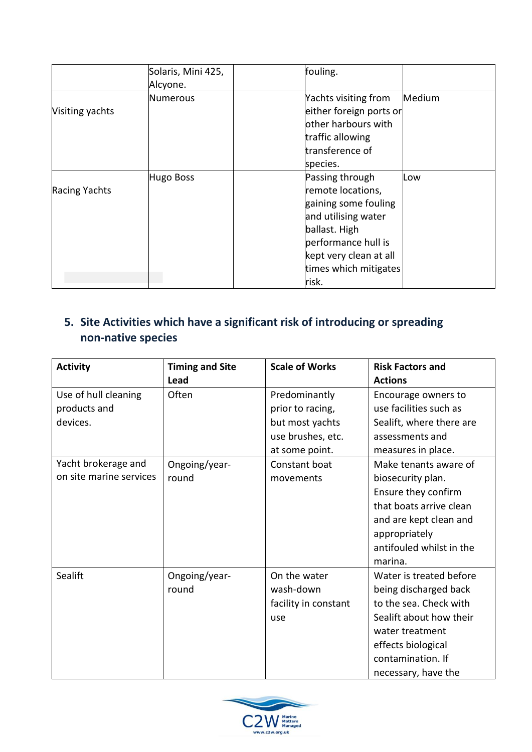| | | | | |
|---|---|---|---|---|
| | Solaris, Mini 425, Alcyone. | | fouling. | |
| Visiting yachts | Numerous | | Yachts visiting from either foreign ports or other harbours with traffic allowing transference of species. | Medium |
| Racing Yachts | Hugo Boss | | Passing through remote locations, gaining some fouling and utilising water ballast. High performance hull is kept very clean at all times which mitigates risk. | Low |

## 5. Site Activities which have a significant risk of introducing or spreading non-native species

| Activity | Timing and Site Lead | Scale of Works | Risk Factors and Actions |
|---|---|---|---|
| Use of hull cleaning products and devices. | Often | Predominantly prior to racing, but most yachts use brushes, etc. at some point. | Encourage owners to use facilities such as Sealift, where there are assessments and measures in place. |
| Yacht brokerage and on site marine services | Ongoing/year-round | Constant boat movements | Make tenants aware of biosecurity plan. Ensure they confirm that boats arrive clean and are kept clean and appropriately antifouled whilst in the marina. |
| Sealift | Ongoing/year-round | On the water wash-down facility in constant use | Water is treated before being discharged back to the sea. Check with Sealift about how their water treatment effects biological contamination. If necessary, have the |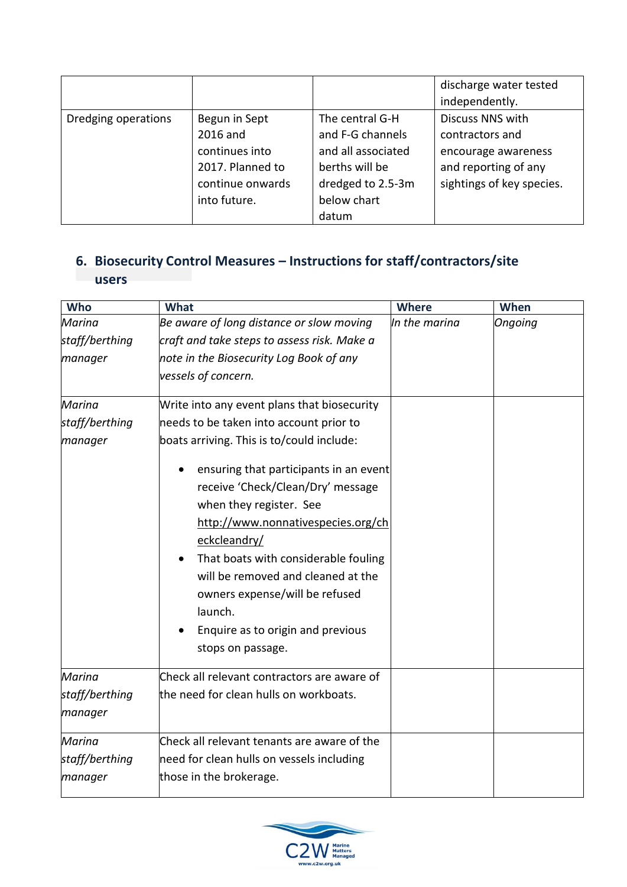| | | | |
|---|---|---|---|
| | | | discharge water tested independently. |
| Dredging operations | Begun in Sept 2016 and continues into 2017. Planned to continue onwards into future. | The central G-H and F-G channels and all associated berths will be dredged to 2.5-3m below chart datum | Discuss NNS with contractors and encourage awareness and reporting of any sightings of key species. |

## 6. Biosecurity Control Measures – Instructions for staff/contractors/site users

| Who | What | Where | When |
|---|---|---|---|
| *Marina staff/berthing manager* | *Be aware of long distance or slow moving craft and take steps to assess risk. Make a note in the Biosecurity Log Book of any vessels of concern.* | *In the marina* | *Ongoing* |
| *Marina staff/berthing manager* | Write into any event plans that biosecurity needs to be taken into account prior to boats arriving. This is to/could include:<br>• ensuring that participants in an event receive 'Check/Clean/Dry' message when they register. See http://www.nonnativespecies.org/checkcleandry/<br>• That boats with considerable fouling will be removed and cleaned at the owners expense/will be refused launch.<br>• Enquire as to origin and previous stops on passage. | | |
| *Marina staff/berthing manager* | Check all relevant contractors are aware of the need for clean hulls on workboats. | | |
| *Marina staff/berthing manager* | Check all relevant tenants are aware of the need for clean hulls on vessels including those in the brokerage. | | |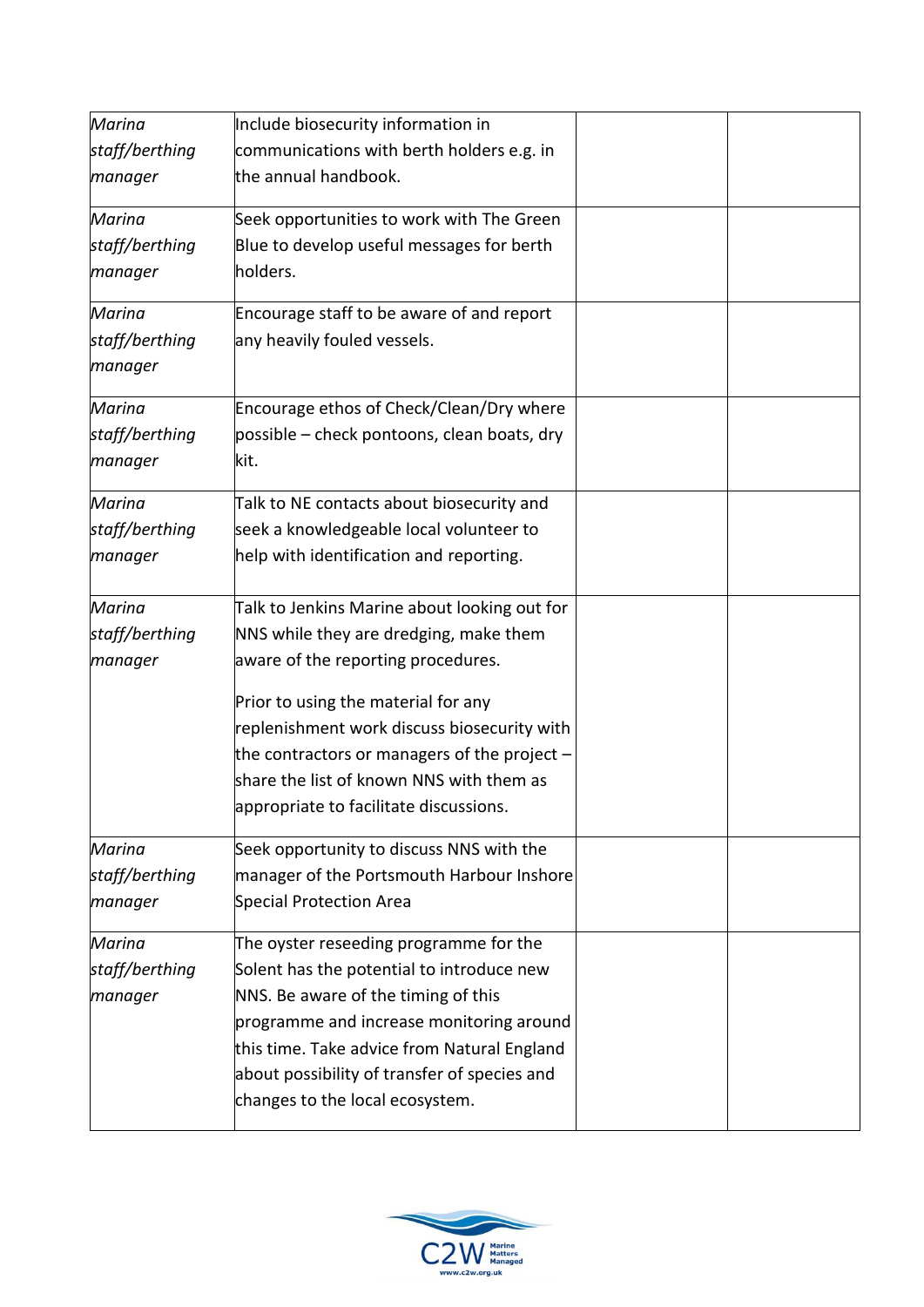| | | | |
|---|---|---|---|
| *Marina staff/berthing manager* | Include biosecurity information in communications with berth holders e.g. in the annual handbook. | | |
| *Marina staff/berthing manager* | Seek opportunities to work with The Green Blue to develop useful messages for berth holders. | | |
| *Marina staff/berthing manager* | Encourage staff to be aware of and report any heavily fouled vessels. | | |
| *Marina staff/berthing manager* | Encourage ethos of Check/Clean/Dry where possible – check pontoons, clean boats, dry kit. | | |
| *Marina staff/berthing manager* | Talk to NE contacts about biosecurity and seek a knowledgeable local volunteer to help with identification and reporting. | | |
| *Marina staff/berthing manager* | Talk to Jenkins Marine about looking out for NNS while they are dredging, make them aware of the reporting procedures.<br><br>Prior to using the material for any replenishment work discuss biosecurity with the contractors or managers of the project – share the list of known NNS with them as appropriate to facilitate discussions. | | |
| *Marina staff/berthing manager* | Seek opportunity to discuss NNS with the manager of the Portsmouth Harbour Inshore Special Protection Area | | |
| *Marina staff/berthing manager* | The oyster reseeding programme for the Solent has the potential to introduce new NNS. Be aware of the timing of this programme and increase monitoring around this time. Take advice from Natural England about possibility of transfer of species and changes to the local ecosystem. | | |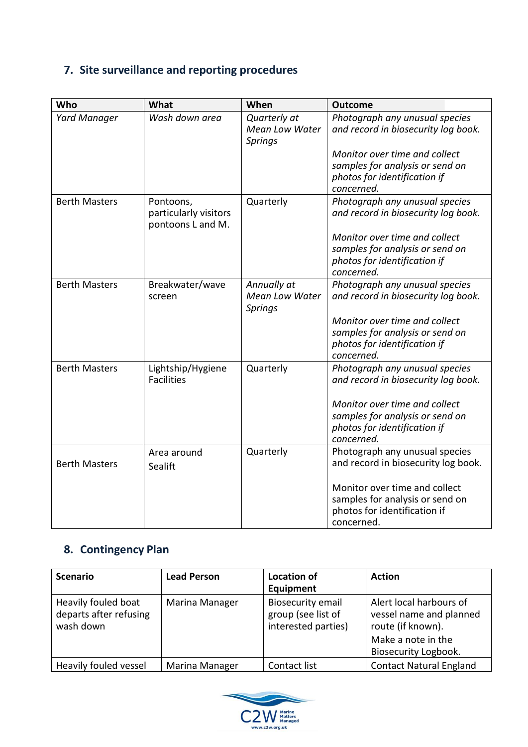## 7. Site surveillance and reporting procedures

| Who | What | When | Outcome |
|---|---|---|---|
| *Yard Manager* | *Wash down area* | *Quarterly at Mean Low Water Springs* | *Photograph any unusual species and record in biosecurity log book.*<br><br>*Monitor over time and collect samples for analysis or send on photos for identification if concerned.* |
| Berth Masters | Pontoons, particularly visitors pontoons L and M. | Quarterly | *Photograph any unusual species and record in biosecurity log book.*<br><br>*Monitor over time and collect samples for analysis or send on photos for identification if concerned.* |
| Berth Masters | Breakwater/wave screen | *Annually at Mean Low Water Springs* | *Photograph any unusual species and record in biosecurity log book.*<br><br>*Monitor over time and collect samples for analysis or send on photos for identification if concerned.* |
| Berth Masters | Lightship/Hygiene Facilities | Quarterly | *Photograph any unusual species and record in biosecurity log book.*<br><br>*Monitor over time and collect samples for analysis or send on photos for identification if concerned.* |
| Berth Masters | Area around Sealift | Quarterly | Photograph any unusual species and record in biosecurity log book.<br><br>Monitor over time and collect samples for analysis or send on photos for identification if concerned. |

## 8. Contingency Plan

| Scenario | Lead Person | Location of Equipment | Action |
|---|---|---|---|
| Heavily fouled boat departs after refusing wash down | Marina Manager | Biosecurity email group (see list of interested parties) | Alert local harbours of vessel name and planned route (if known).<br>Make a note in the Biosecurity Logbook. |
| Heavily fouled vessel | Marina Manager | Contact list | Contact Natural England |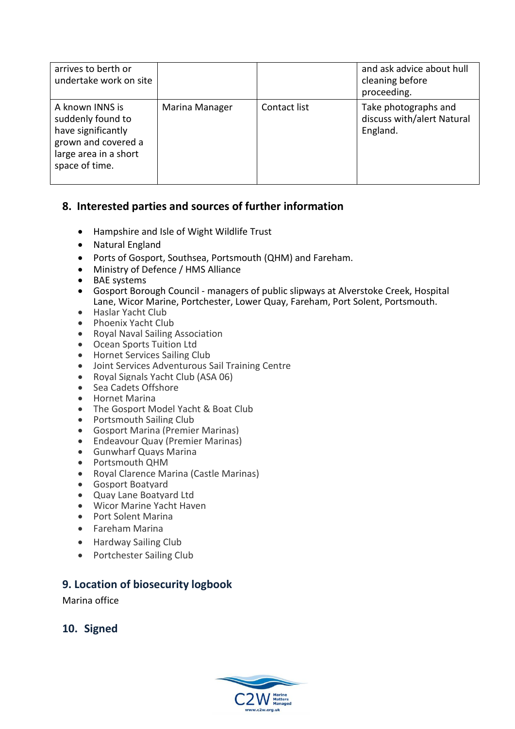| | | | |
|---|---|---|---|
| arrives to berth or undertake work on site | | | and ask advice about hull cleaning before proceeding. |
| A known INNS is suddenly found to have significantly grown and covered a large area in a short space of time. | Marina Manager | Contact list | Take photographs and discuss with/alert Natural England. |

## 8. Interested parties and sources of further information

- Hampshire and Isle of Wight Wildlife Trust
- Natural England
- Ports of Gosport, Southsea, Portsmouth (QHM) and Fareham.
- Ministry of Defence / HMS Alliance
- BAE systems
- Gosport Borough Council - managers of public slipways at Alverstoke Creek, Hospital Lane, Wicor Marine, Portchester, Lower Quay, Fareham, Port Solent, Portsmouth.
- Haslar Yacht Club
- Phoenix Yacht Club
- Royal Naval Sailing Association
- Ocean Sports Tuition Ltd
- Hornet Services Sailing Club
- Joint Services Adventurous Sail Training Centre
- Royal Signals Yacht Club (ASA 06)
- Sea Cadets Offshore
- Hornet Marina
- The Gosport Model Yacht & Boat Club
- Portsmouth Sailing Club
- Gosport Marina (Premier Marinas)
- Endeavour Quay (Premier Marinas)
- Gunwharf Quays Marina
- Portsmouth QHM
- Royal Clarence Marina (Castle Marinas)
- Gosport Boatyard
- Quay Lane Boatyard Ltd
- Wicor Marine Yacht Haven
- Port Solent Marina
- Fareham Marina
- Hardway Sailing Club
- Portchester Sailing Club

## 9. Location of biosecurity logbook

Marina office

## 10. Signed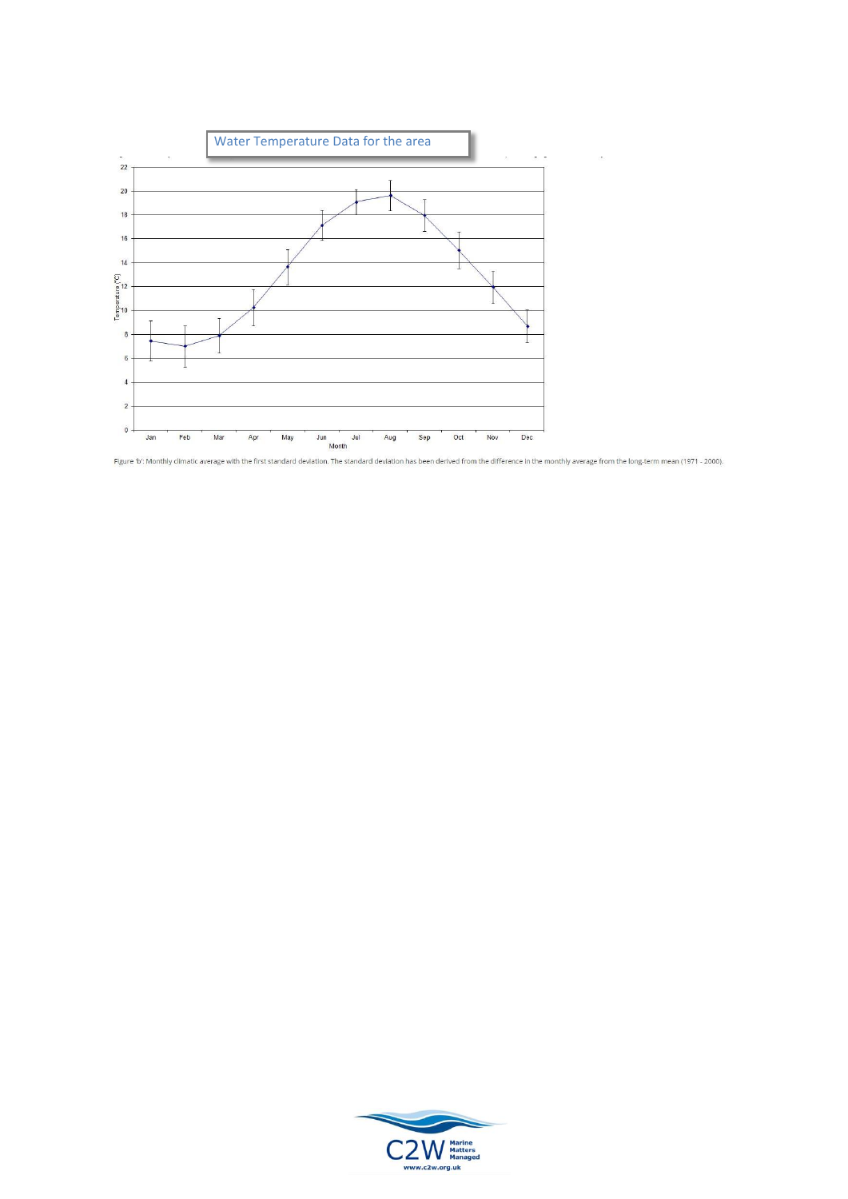Water Temperature Data for the area

22
20
18
16
14
12
10
8
6
4
2
0

Temperature (°C)

Jan Feb Mar Apr May Jun Jul Aug Sep Oct Nov Dec

Month

Figure 'b': Monthly climatic average with the first standard deviation. The standard deviation has been derived from the difference in the monthly average from the long-term mean (1971 - 2000).